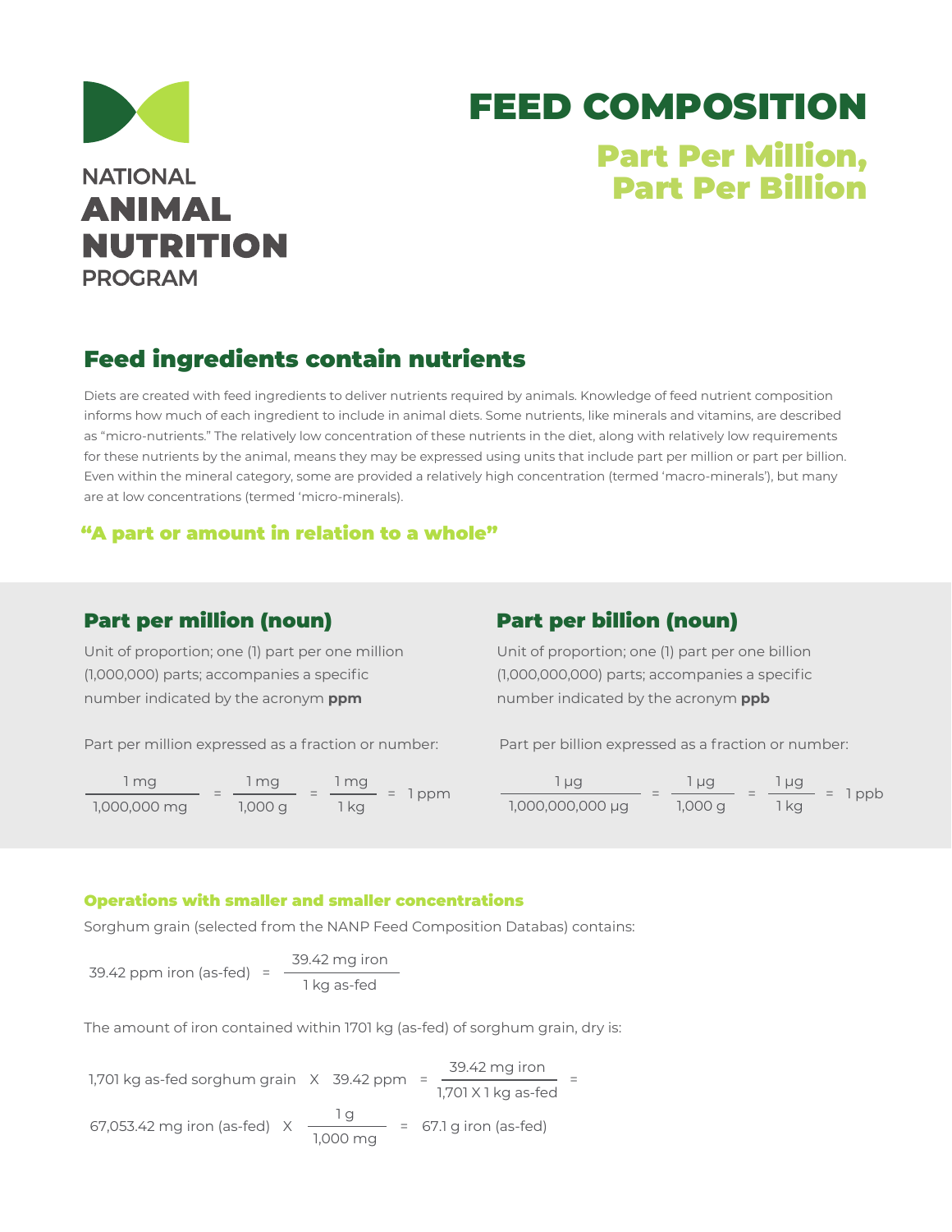NATIONAL
**ANIMAL**
**NUTRITION**
PROGRAM

# FEED COMPOSITION

## Part Per Million, Part Per Billion

## Feed ingredients contain nutrients

Diets are created with feed ingredients to deliver nutrients required by animals. Knowledge of feed nutrient composition informs how much of each ingredient to include in animal diets. Some nutrients, like minerals and vitamins, are described as "micro-nutrients." The relatively low concentration of these nutrients in the diet, along with relatively low requirements for these nutrients by the animal, means they may be expressed using units that include part per million or part per billion. Even within the mineral category, some are provided a relatively high concentration (termed 'macro-minerals'), but many are at low concentrations (termed 'micro-minerals).

**"A part or amount in relation to a whole"**

### Part per million (noun)

Unit of proportion; one (1) part per one million (1,000,000) parts; accompanies a specific number indicated by the acronym **ppm**

Part per million expressed as a fraction or number:

$$\frac{1\text{ mg}}{1{,}000{,}000\text{ mg}} = \frac{1\text{ mg}}{1{,}000\text{ g}} = \frac{1\text{ mg}}{1\text{ kg}} = 1\text{ ppm}$$

### Part per billion (noun)

Unit of proportion; one (1) part per one billion (1,000,000,000) parts; accompanies a specific number indicated by the acronym **ppb**

Part per billion expressed as a fraction or number:

$$\frac{1\,\mu\text{g}}{1{,}000{,}000{,}000\,\mu\text{g}} = \frac{1\,\mu\text{g}}{1{,}000\text{ g}} = \frac{1\,\mu\text{g}}{1\text{ kg}} = 1\text{ ppb}$$

#### Operations with smaller and smaller concentrations

Sorghum grain (selected from the NANP Feed Composition Databas) contains:

$$39.42\text{ ppm iron (as-fed)} = \frac{39.42\text{ mg iron}}{1\text{ kg as-fed}}$$

The amount of iron contained within 1701 kg (as-fed) of sorghum grain, dry is:

$$1{,}701\text{ kg as-fed sorghum grain} \times 39.42\text{ ppm} = \frac{39.42\text{ mg iron}}{1{,}701 \times 1\text{ kg as-fed}} =$$

$$67{,}053.42\text{ mg iron (as-fed)} \times \frac{1\text{ g}}{1{,}000\text{ mg}} = 67.1\text{ g iron (as-fed)}$$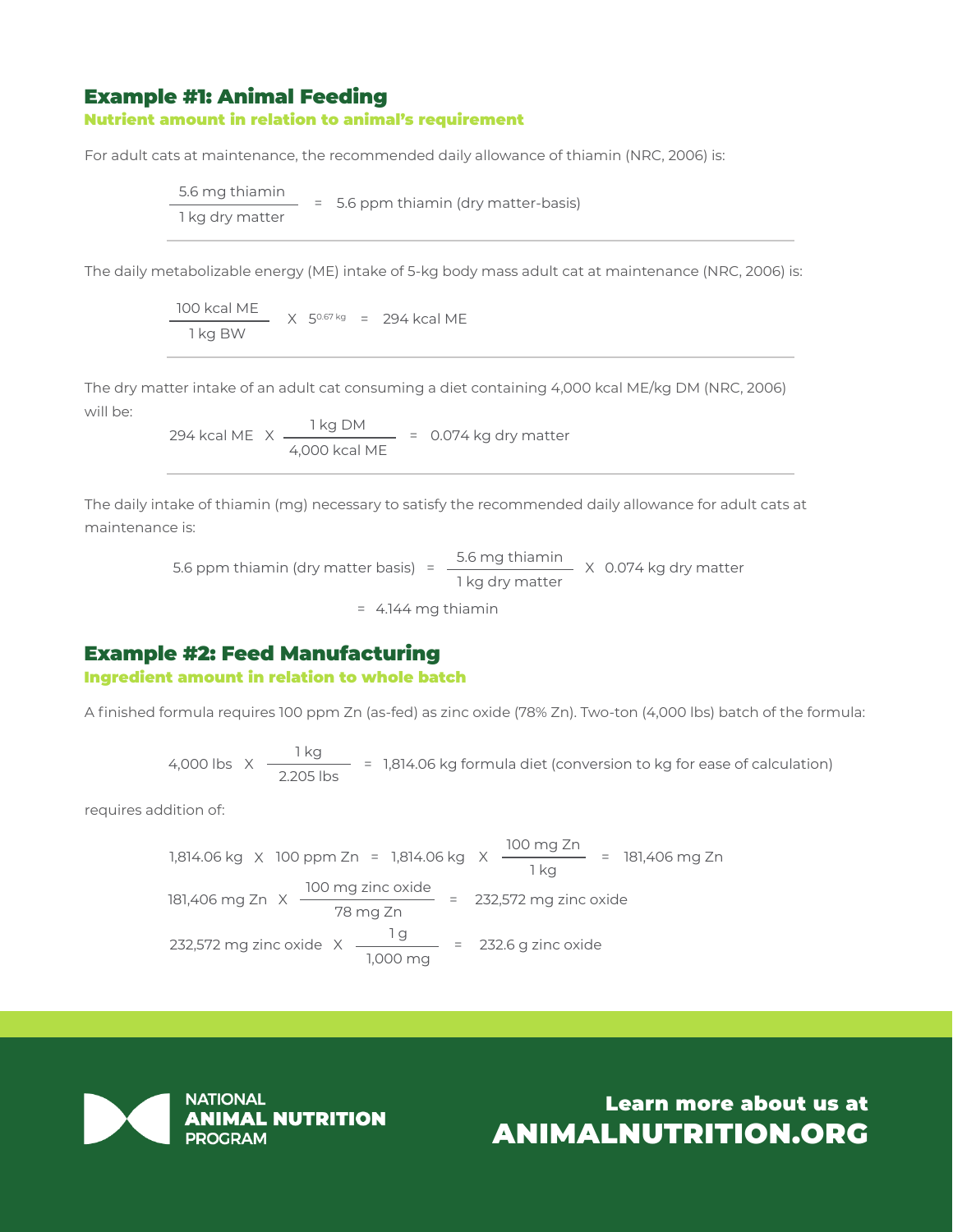## Example #1: Animal Feeding

### Nutrient amount in relation to animal's requirement

For adult cats at maintenance, the recommended daily allowance of thiamin (NRC, 2006) is:

$$\frac{5.6 \text{ mg thiamin}}{1 \text{ kg dry matter}} = 5.6 \text{ ppm thiamin (dry matter-basis)}$$

The daily metabolizable energy (ME) intake of 5-kg body mass adult cat at maintenance (NRC, 2006) is:

$$\frac{100 \text{ kcal ME}}{1 \text{ kg BW}} \times 5^{0.67 \text{ kg}} = 294 \text{ kcal ME}$$

The dry matter intake of an adult cat consuming a diet containing 4,000 kcal ME/kg DM (NRC, 2006) will be:

$$294 \text{ kcal ME} \times \frac{1 \text{ kg DM}}{4{,}000 \text{ kcal ME}} = 0.074 \text{ kg dry matter}$$

The daily intake of thiamin (mg) necessary to satisfy the recommended daily allowance for adult cats at maintenance is:

$$5.6 \text{ ppm thiamin (dry matter basis)} = \frac{5.6 \text{ mg thiamin}}{1 \text{ kg dry matter}} \times 0.074 \text{ kg dry matter}$$

$$= 4.144 \text{ mg thiamin}$$

## Example #2: Feed Manufacturing

### Ingredient amount in relation to whole batch

A finished formula requires 100 ppm Zn (as-fed) as zinc oxide (78% Zn). Two-ton (4,000 lbs) batch of the formula:

$$4{,}000 \text{ lbs} \times \frac{1 \text{ kg}}{2.205 \text{ lbs}} = 1{,}814.06 \text{ kg formula diet (conversion to kg for ease of calculation)}$$

requires addition of:

$$1{,}814.06 \text{ kg} \times 100 \text{ ppm Zn} = 1{,}814.06 \text{ kg} \times \frac{100 \text{ mg Zn}}{1 \text{ kg}} = 181{,}406 \text{ mg Zn}$$

$$181{,}406 \text{ mg Zn} \times \frac{100 \text{ mg zinc oxide}}{78 \text{ mg Zn}} = 232{,}572 \text{ mg zinc oxide}$$

$$232{,}572 \text{ mg zinc oxide} \times \frac{1 \text{ g}}{1{,}000 \text{ mg}} = 232.6 \text{ g zinc oxide}$$

NATIONAL ANIMAL NUTRITION PROGRAM

**Learn more about us at ANIMALNUTRITION.ORG**